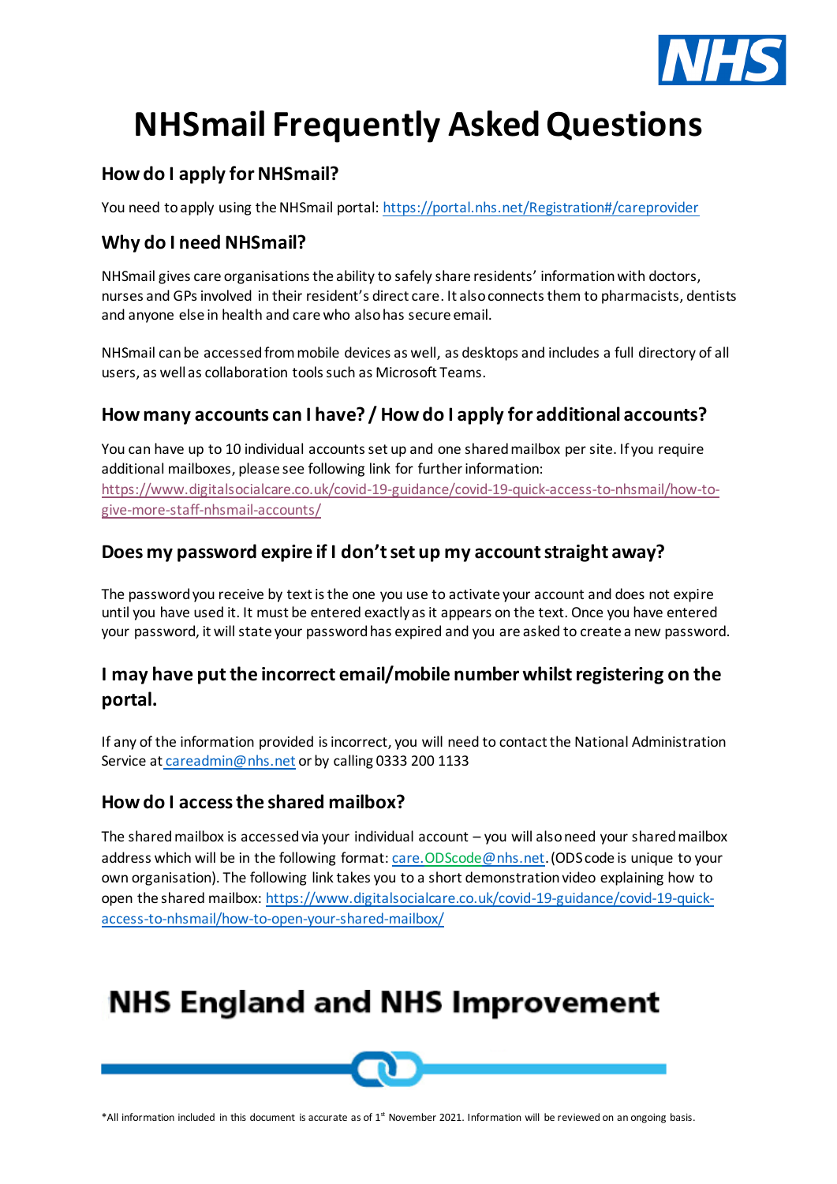# NHSmail Frequently Asked Questions

## How do I apply for NHSmail?

You need to apply using the NHSmail portal: https://portal.nhs.net/Registration#/careprovider

## Why do I need NHSmail?

NHSmail gives care organisations the ability to safely share residents' information with doctors, nurses and GPs involved in their resident's direct care. It also connects them to pharmacists, dentists and anyone else in health and care who also has secure email.

NHSmail can be accessed from mobile devices as well, as desktops and includes a full directory of all users, as well as collaboration tools such as Microsoft Teams.

## How many accounts can I have? / How do I apply for additional accounts?

You can have up to 10 individual accounts set up and one shared mailbox per site. If you require additional mailboxes, please see following link for further information: https://www.digitalsocialcare.co.uk/covid-19-guidance/covid-19-quick-access-to-nhsmail/how-to-give-more-staff-nhsmail-accounts/

## Does my password expire if I don't set up my account straight away?

The password you receive by text is the one you use to activate your account and does not expire until you have used it. It must be entered exactly as it appears on the text. Once you have entered your password, it will state your password has expired and you are asked to create a new password.

## I may have put the incorrect email/mobile number whilst registering on the portal.

If any of the information provided is incorrect, you will need to contact the National Administration Service at careadmin@nhs.net or by calling 0333 200 1133

## How do I access the shared mailbox?

The shared mailbox is accessed via your individual account – you will also need your shared mailbox address which will be in the following format: care.ODScode@nhs.net. (ODS code is unique to your own organisation). The following link takes you to a short demonstration video explaining how to open the shared mailbox: https://www.digitalsocialcare.co.uk/covid-19-guidance/covid-19-quick-access-to-nhsmail/how-to-open-your-shared-mailbox/

**NHS England and NHS Improvement**

*All information included in this document is accurate as of 1st November 2021. Information will be reviewed on an ongoing basis.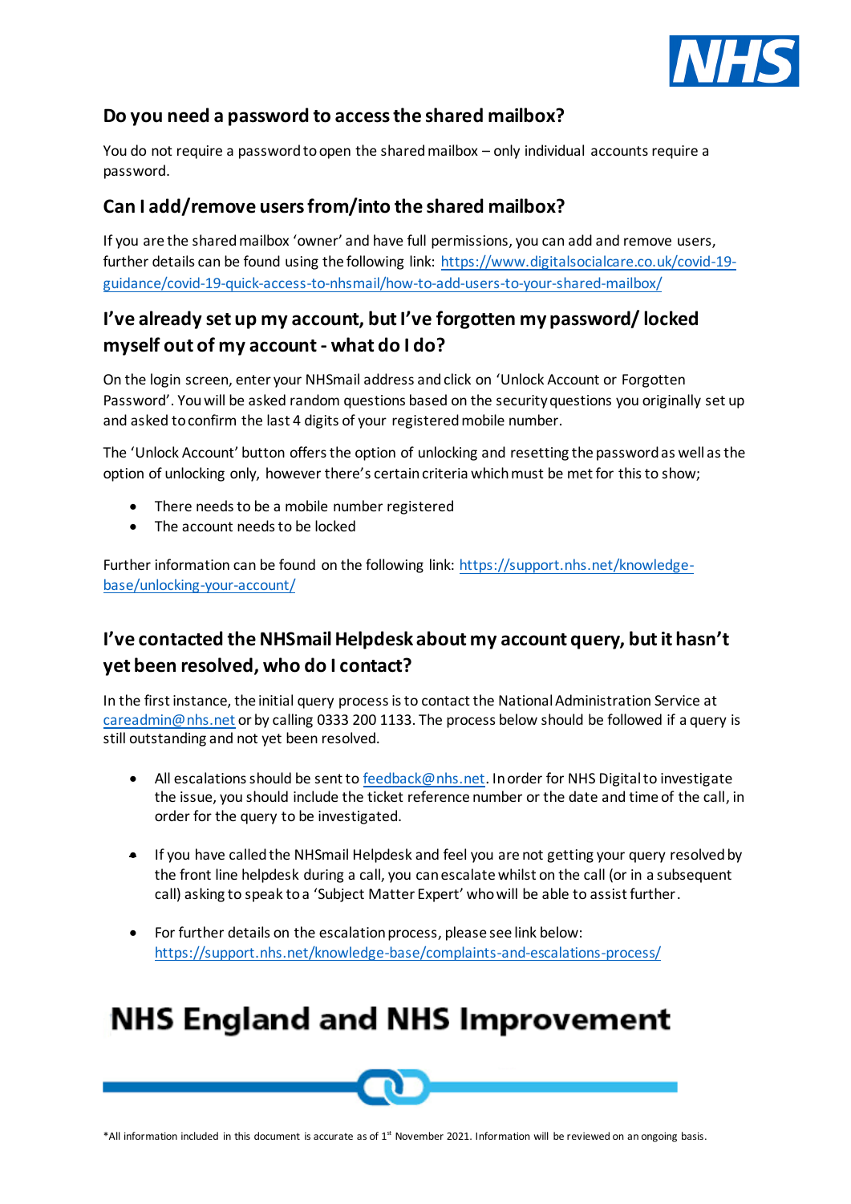## Do you need a password to access the shared mailbox?

You do not require a password to open the shared mailbox – only individual accounts require a password.

## Can I add/remove users from/into the shared mailbox?

If you are the shared mailbox 'owner' and have full permissions, you can add and remove users, further details can be found using the following link: [https://www.digitalsocialcare.co.uk/covid-19-guidance/covid-19-quick-access-to-nhsmail/how-to-add-users-to-your-shared-mailbox/](https://www.digitalsocialcare.co.uk/covid-19-guidance/covid-19-quick-access-to-nhsmail/how-to-add-users-to-your-shared-mailbox/)

## I've already set up my account, but I've forgotten my password/ locked myself out of my account - what do I do?

On the login screen, enter your NHSmail address and click on 'Unlock Account or Forgotten Password'. You will be asked random questions based on the security questions you originally set up and asked to confirm the last 4 digits of your registered mobile number.

The 'Unlock Account' button offers the option of unlocking and resetting the password as well as the option of unlocking only, however there's certain criteria which must be met for this to show;

- There needs to be a mobile number registered
- The account needs to be locked

Further information can be found on the following link: [https://support.nhs.net/knowledge-base/unlocking-your-account/](https://support.nhs.net/knowledge-base/unlocking-your-account/)

## I've contacted the NHSmail Helpdesk about my account query, but it hasn't yet been resolved, who do I contact?

In the first instance, the initial query process is to contact the National Administration Service at careadmin@nhs.net or by calling 0333 200 1133. The process below should be followed if a query is still outstanding and not yet been resolved.

- All escalations should be sent to feedback@nhs.net. In order for NHS Digital to investigate the issue, you should include the ticket reference number or the date and time of the call, in order for the query to be investigated.
- If you have called the NHSmail Helpdesk and feel you are not getting your query resolved by the front line helpdesk during a call, you can escalate whilst on the call (or in a subsequent call) asking to speak to a 'Subject Matter Expert' who will be able to assist further.
- For further details on the escalation process, please see link below: [https://support.nhs.net/knowledge-base/complaints-and-escalations-process/](https://support.nhs.net/knowledge-base/complaints-and-escalations-process/)

# NHS England and NHS Improvement

*All information included in this document is accurate as of 1st November 2021. Information will be reviewed on an ongoing basis.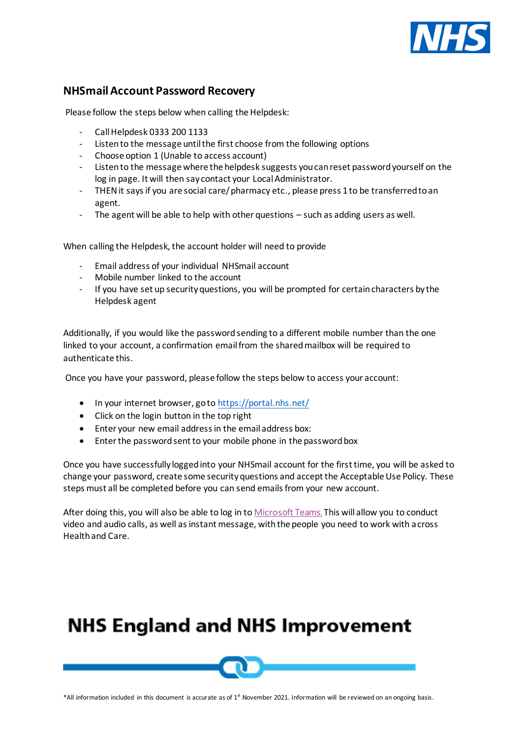## NHSmail Account Password Recovery

Please follow the steps below when calling the Helpdesk:

- Call Helpdesk 0333 200 1133
- Listen to the message until the first choose from the following options
- Choose option 1 (Unable to access account)
- Listen to the message where the helpdesk suggests you can reset password yourself on the log in page. It will then say contact your Local Administrator.
- THEN it says if you are social care/ pharmacy etc., please press 1 to be transferred to an agent.
- The agent will be able to help with other questions – such as adding users as well.

When calling the Helpdesk, the account holder will need to provide

- Email address of your individual NHSmail account
- Mobile number linked to the account
- If you have set up security questions, you will be prompted for certain characters by the Helpdesk agent

Additionally, if you would like the password sending to a different mobile number than the one linked to your account, a confirmation email from the shared mailbox will be required to authenticate this.

Once you have your password, please follow the steps below to access your account:

- In your internet browser, go to [https://portal.nhs.net/](https://portal.nhs.net/)
- Click on the login button in the top right
- Enter your new email address in the email address box:
- Enter the password sent to your mobile phone in the password box

Once you have successfully logged into your NHSmail account for the first time, you will be asked to change your password, create some security questions and accept the Acceptable Use Policy. These steps must all be completed before you can send emails from your new account.

After doing this, you will also be able to log in to Microsoft Teams. This will allow you to conduct video and audio calls, as well as instant message, with the people you need to work with across Health and Care.

**NHS England and NHS Improvement**

*All information included in this document is accurate as of 1st November 2021. Information will be reviewed on an ongoing basis.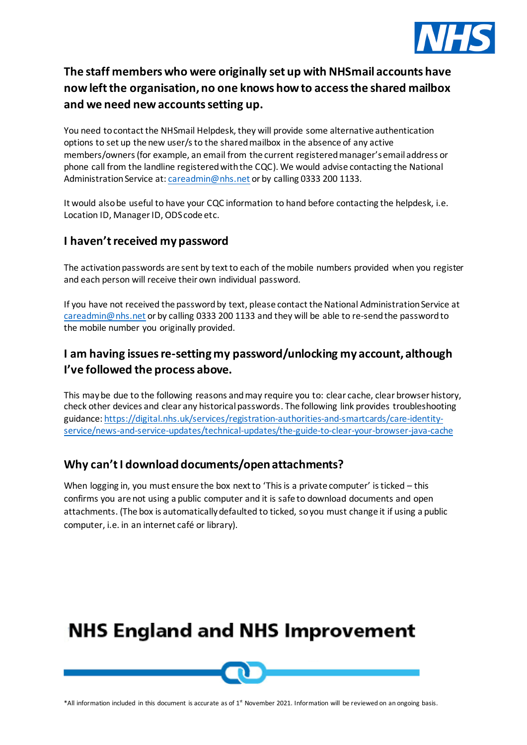## The staff members who were originally set up with NHSmail accounts have now left the organisation, no one knows how to access the shared mailbox and we need new accounts setting up.

You need to contact the NHSmail Helpdesk, they will provide some alternative authentication options to set up the new user/s to the shared mailbox in the absence of any active members/owners (for example, an email from the current registered manager's email address or phone call from the landline registered with the CQC). We would advise contacting the National Administration Service at: careadmin@nhs.net or by calling 0333 200 1133.

It would also be useful to have your CQC information to hand before contacting the helpdesk, i.e. Location ID, Manager ID, ODS code etc.

### I haven't received my password

The activation passwords are sent by text to each of the mobile numbers provided when you register and each person will receive their own individual password.

If you have not received the password by text, please contact the National Administration Service at careadmin@nhs.net or by calling 0333 200 1133 and they will be able to re-send the password to the mobile number you originally provided.

### I am having issues re-setting my password/unlocking my account, although I've followed the process above.

This may be due to the following reasons and may require you to: clear cache, clear browser history, check other devices and clear any historical passwords. The following link provides troubleshooting guidance: https://digital.nhs.uk/services/registration-authorities-and-smartcards/care-identity-service/news-and-service-updates/technical-updates/the-guide-to-clear-your-browser-java-cache

### Why can't I download documents/open attachments?

When logging in, you must ensure the box next to 'This is a private computer' is ticked – this confirms you are not using a public computer and it is safe to download documents and open attachments. (The box is automatically defaulted to ticked, so you must change it if using a public computer, i.e. in an internet café or library).

*All information included in this document is accurate as of 1st November 2021. Information will be reviewed on an ongoing basis.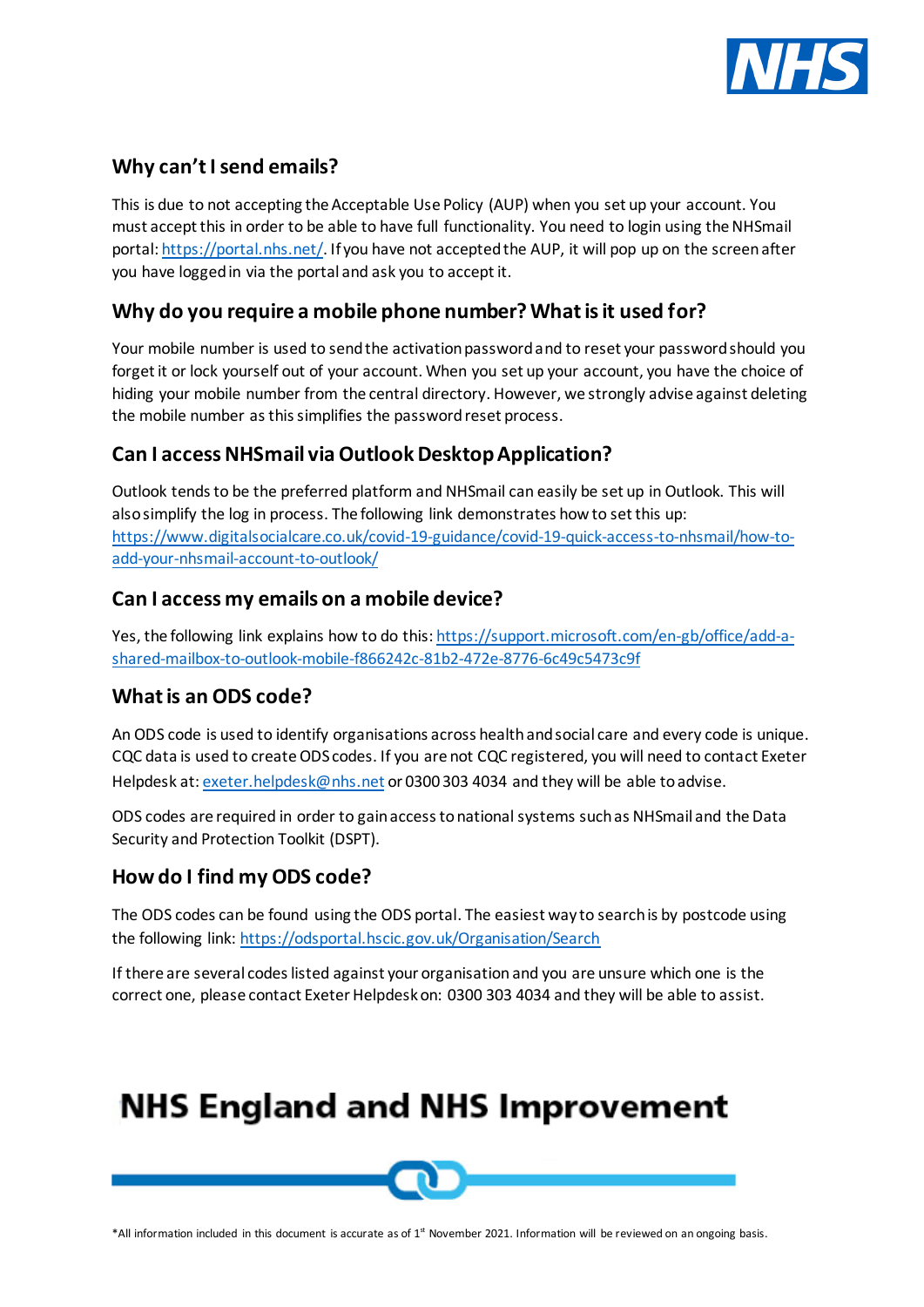## Why can't I send emails?

This is due to not accepting the Acceptable Use Policy (AUP) when you set up your account. You must accept this in order to be able to have full functionality. You need to login using the NHSmail portal: https://portal.nhs.net/. If you have not accepted the AUP, it will pop up on the screen after you have logged in via the portal and ask you to accept it.

## Why do you require a mobile phone number? What is it used for?

Your mobile number is used to send the activation password and to reset your password should you forget it or lock yourself out of your account. When you set up your account, you have the choice of hiding your mobile number from the central directory. However, we strongly advise against deleting the mobile number as this simplifies the password reset process.

## Can I access NHSmail via Outlook Desktop Application?

Outlook tends to be the preferred platform and NHSmail can easily be set up in Outlook. This will also simplify the log in process. The following link demonstrates how to set this up: https://www.digitalsocialcare.co.uk/covid-19-guidance/covid-19-quick-access-to-nhsmail/how-to-add-your-nhsmail-account-to-outlook/

## Can I access my emails on a mobile device?

Yes, the following link explains how to do this: https://support.microsoft.com/en-gb/office/add-a-shared-mailbox-to-outlook-mobile-f866242c-81b2-472e-8776-6c49c5473c9f

## What is an ODS code?

An ODS code is used to identify organisations across health and social care and every code is unique. CQC data is used to create ODS codes. If you are not CQC registered, you will need to contact Exeter Helpdesk at: exeter.helpdesk@nhs.net or 0300 303 4034 and they will be able to advise.

ODS codes are required in order to gain access to national systems such as NHSmail and the Data Security and Protection Toolkit (DSPT).

## How do I find my ODS code?

The ODS codes can be found using the ODS portal. The easiest way to search is by postcode using the following link: https://odsportal.hscic.gov.uk/Organisation/Search

If there are several codes listed against your organisation and you are unsure which one is the correct one, please contact Exeter Helpdesk on: 0300 303 4034 and they will be able to assist.

# NHS England and NHS Improvement

*All information included in this document is accurate as of 1st November 2021. Information will be reviewed on an ongoing basis.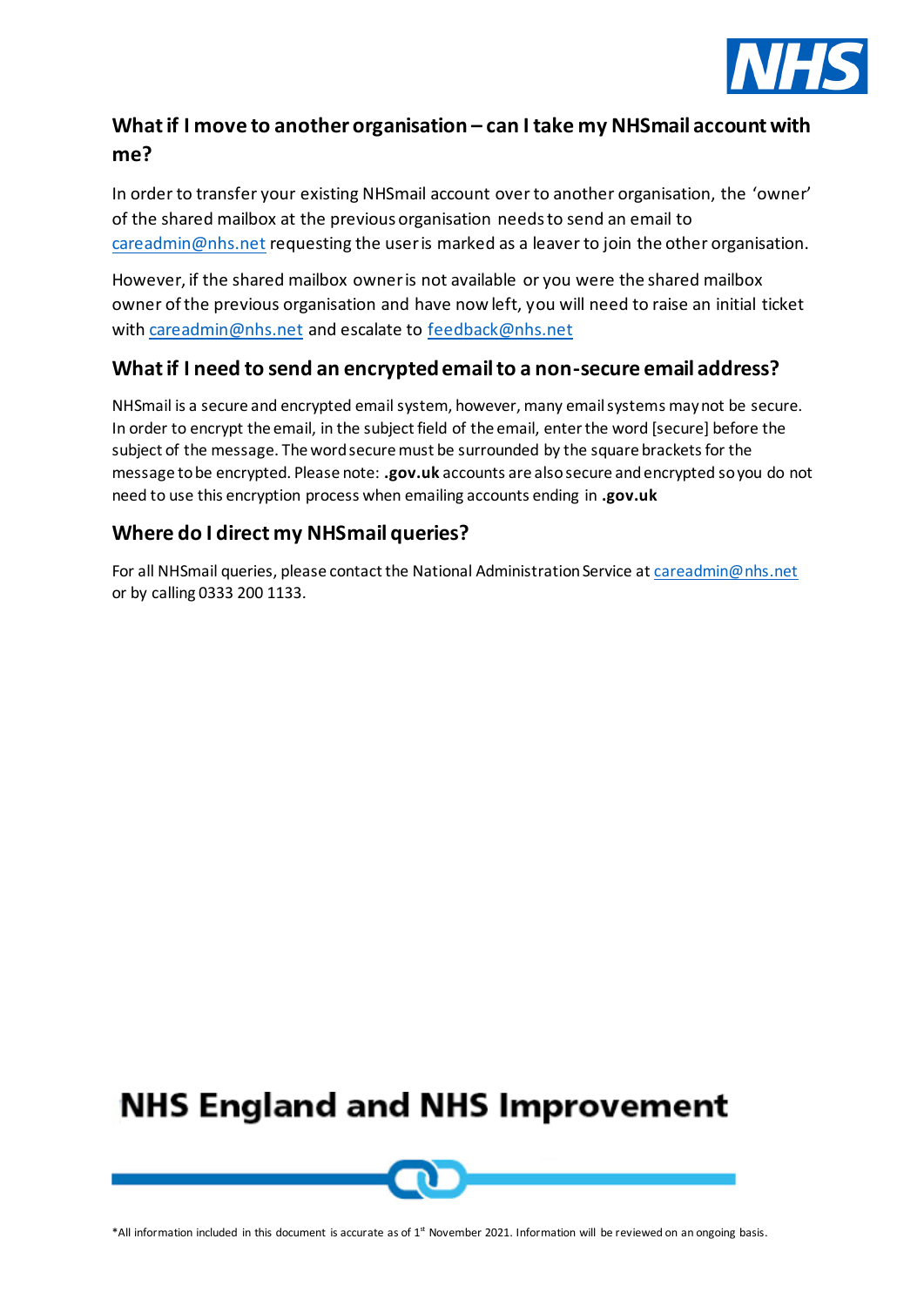## What if I move to another organisation – can I take my NHSmail account with me?

In order to transfer your existing NHSmail account over to another organisation, the 'owner' of the shared mailbox at the previous organisation needs to send an email to careadmin@nhs.net requesting the user is marked as a leaver to join the other organisation.

However, if the shared mailbox owner is not available or you were the shared mailbox owner of the previous organisation and have now left, you will need to raise an initial ticket with careadmin@nhs.net and escalate to feedback@nhs.net

## What if I need to send an encrypted email to a non-secure email address?

NHSmail is a secure and encrypted email system, however, many email systems may not be secure. In order to encrypt the email, in the subject field of the email, enter the word [secure] before the subject of the message. The word secure must be surrounded by the square brackets for the message to be encrypted. Please note: **.gov.uk** accounts are also secure and encrypted so you do not need to use this encryption process when emailing accounts ending in **.gov.uk**

## Where do I direct my NHSmail queries?

For all NHSmail queries, please contact the National Administration Service at careadmin@nhs.net or by calling 0333 200 1133.

**NHS England and NHS Improvement**

*All information included in this document is accurate as of 1st November 2021. Information will be reviewed on an ongoing basis.